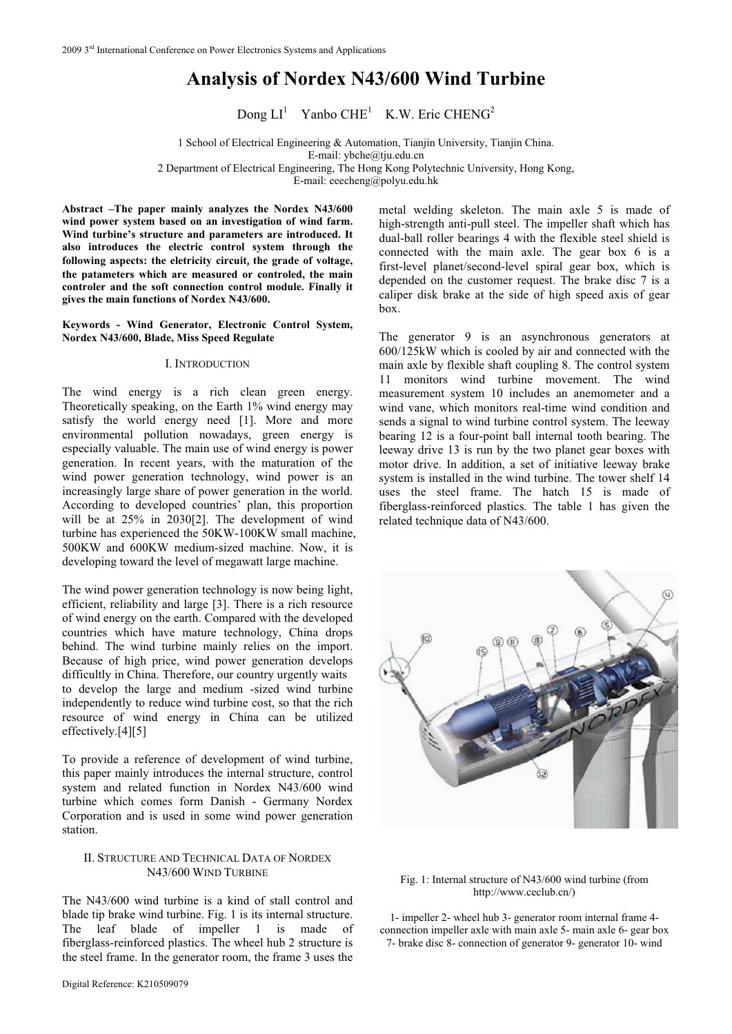# Analysis of Nordex N43/600 Wind Turbine

Dong LI[1] Yanbo CHE[1] K.W. Eric CHENG[2]

1 School of Electrical Engineering & Automation, Tianjin University, Tianjin China.
E-mail: ybche@tju.edu.cn
2 Department of Electrical Engineering, The Hong Kong Polytechnic University, Hong Kong,
E-mail: eeecheng@polyu.edu.hk

**Abstract –The paper mainly analyzes the Nordex N43/600 wind power system based on an investigation of wind farm. Wind turbine's structure and parameters are introduced. It also introduces the electric control system through the following aspects: the eletricity circuit, the grade of voltage, the patameters which are measured or controled, the main controler and the soft connection control module. Finally it gives the main functions of Nordex N43/600.**

**Keywords - Wind Generator, Electronic Control System, Nordex N43/600, Blade, Miss Speed Regulate**

## I. Introduction

The wind energy is a rich clean green energy. Theoretically speaking, on the Earth 1% wind energy may satisfy the world energy need [1]. More and more environmental pollution nowadays, green energy is especially valuable. The main use of wind energy is power generation. In recent years, with the maturation of the wind power generation technology, wind power is an increasingly large share of power generation in the world. According to developed countries' plan, this proportion will be at 25% in 2030[2]. The development of wind turbine has experienced the 50KW-100KW small machine, 500KW and 600KW medium-sized machine. Now, it is developing toward the level of megawatt large machine.

The wind power generation technology is now being light, efficient, reliability and large [3]. There is a rich resource of wind energy on the earth. Compared with the developed countries which have mature technology, China drops behind. The wind turbine mainly relies on the import. Because of high price, wind power generation develops difficultly in China. Therefore, our country urgently waits to develop the large and medium -sized wind turbine independently to reduce wind turbine cost, so that the rich resource of wind energy in China can be utilized effectively.[4][5]

To provide a reference of development of wind turbine, this paper mainly introduces the internal structure, control system and related function in Nordex N43/600 wind turbine which comes form Danish - Germany Nordex Corporation and is used in some wind power generation station.

## II. Structure and Technical Data of Nordex N43/600 Wind Turbine

The N43/600 wind turbine is a kind of stall control and blade tip brake wind turbine. Fig. 1 is its internal structure. The leaf blade of impeller 1 is made of fiberglass-reinforced plastics. The wheel hub 2 structure is the steel frame. In the generator room, the frame 3 uses the metal welding skeleton. The main axle 5 is made of high-strength anti-pull steel. The impeller shaft which has dual-ball roller bearings 4 with the flexible steel shield is connected with the main axle. The gear box 6 is a first-level planet/second-level spiral gear box, which is depended on the customer request. The brake disc 7 is a caliper disk brake at the side of high speed axis of gear box.

The generator 9 is an asynchronous generators at 600/125kW which is cooled by air and connected with the main axle by flexible shaft coupling 8. The control system 11 monitors wind turbine movement. The wind measurement system 10 includes an anemometer and a wind vane, which monitors real-time wind condition and sends a signal to wind turbine control system. The leeway bearing 12 is a four-point ball internal tooth bearing. The leeway drive 13 is run by the two planet gear boxes with motor drive. In addition, a set of initiative leeway brake system is installed in the wind turbine. The tower shelf 14 uses the steel frame. The hatch 15 is made of fiberglass-reinforced plastics. The table 1 has given the related technique data of N43/600.

Fig. 1: Internal structure of N43/600 wind turbine (from http://www.ceclub.cn/)

1- impeller 2- wheel hub 3- generator room internal frame 4- connection impeller axle with main axle 5- main axle 6- gear box 7- brake disc 8- connection of generator 9- generator 10- wind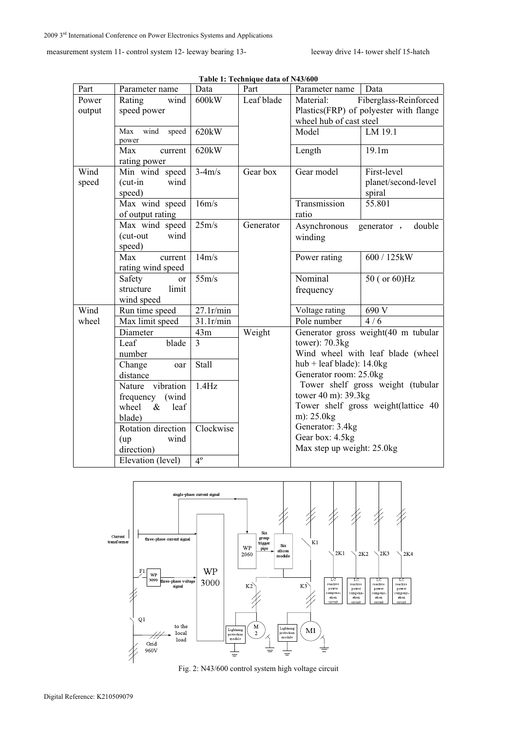measurement system 11- control system 12- leeway bearing 13- leeway drive 14- tower shelf 15-hatch

**Table 1: Technique data of N43/600**

| Part | Parameter name | Data | Part | Parameter name | Data |
|---|---|---|---|---|---|
| Power output | Rating wind speed power | 600kW | Leaf blade | Material: Fiberglass-Reinforced Plastics(FRP) of polyester with flange wheel hub of cast steel | |
| | Max wind speed power | 620kW | | Model | LM 19.1 |
| | Max current rating power | 620kW | | Length | 19.1m |
| Wind speed | Min wind speed (cut-in wind speed) | 3-4m/s | Gear box | Gear model | First-level planet/second-level spiral |
| | Max wind speed of output rating | 16m/s | | Transmission ratio | 55.801 |
| | Max wind speed (cut-out wind speed) | 25m/s | Generator | Asynchronous generator，double winding | |
| | Max current rating wind speed | 14m/s | | Power rating | 600 / 125kW |
| | Safety or structure limit wind speed | 55m/s | | Nominal frequency | 50 ( or 60)Hz |
| Wind wheel | Run time speed | 27.1r/min | | Voltage rating | 690 V |
| | Max limit speed | 31.1r/min | | Pole number | 4 / 6 |
| | Diameter | 43m | Weight | Generator gross weight(40 m tubular tower): 70.3kg<br>Wind wheel with leaf blade (wheel hub + leaf blade): 14.0kg<br>Generator room: 25.0kg<br>Tower shelf gross weight (tubular tower 40 m): 39.3kg<br>Tower shelf gross weight(lattice 40 m): 25.0kg<br>Generator: 3.4kg<br>Gear box: 4.5kg<br>Max step up weight: 25.0kg | |
| | Leaf blade number | 3 | | | |
| | Change oar distance | Stall | | | |
| | Nature vibration frequency (wind wheel & leaf blade) | 1.4Hz | | | |
| | Rotation direction (up wind direction) | Clockwise | | | |
| | Elevation (level) | 4° | | | |

Fig. 2: N43/600 control system high voltage circuit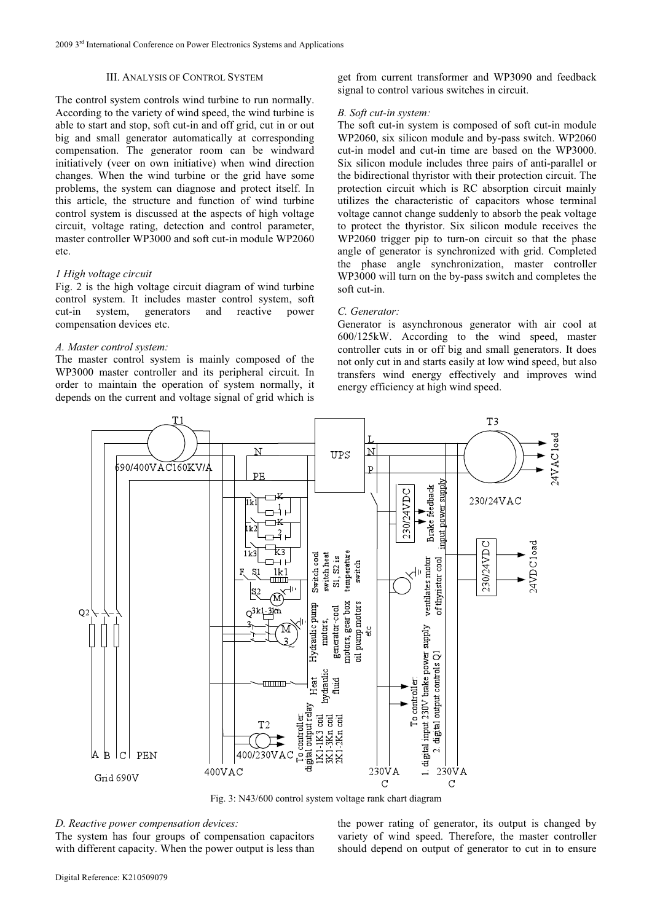### III. ANALYSIS OF CONTROL SYSTEM

The control system controls wind turbine to run normally. According to the variety of wind speed, the wind turbine is able to start and stop, soft cut-in and off grid, cut in or out big and small generator automatically at corresponding compensation. The generator room can be windward initiatively (veer on own initiative) when wind direction changes. When the wind turbine or the grid have some problems, the system can diagnose and protect itself. In this article, the structure and function of wind turbine control system is discussed at the aspects of high voltage circuit, voltage rating, detection and control parameter, master controller WP3000 and soft cut-in module WP2060 etc.

*1 High voltage circuit*

Fig. 2 is the high voltage circuit diagram of wind turbine control system. It includes master control system, soft cut-in system, generators and reactive power compensation devices etc.

*A. Master control system:*

The master control system is mainly composed of the WP3000 master controller and its peripheral circuit. In order to maintain the operation of system normally, it depends on the current and voltage signal of grid which is get from current transformer and WP3090 and feedback signal to control various switches in circuit.

*B. Soft cut-in system:*

The soft cut-in system is composed of soft cut-in module WP2060, six silicon module and by-pass switch. WP2060 cut-in model and cut-in time are based on the WP3000. Six silicon module includes three pairs of anti-parallel or the bidirectional thyristor with their protection circuit. The protection circuit which is RC absorption circuit mainly utilizes the characteristic of capacitors whose terminal voltage cannot change suddenly to absorb the peak voltage to protect the thyristor. Six silicon module receives the WP2060 trigger pip to turn-on circuit so that the phase angle of generator is synchronized with grid. Completed the phase angle synchronization, master controller WP3000 will turn on the by-pass switch and completes the soft cut-in.

*C. Generator:*

Generator is asynchronous generator with air cool at 600/125kW. According to the wind speed, master controller cuts in or off big and small generators. It does not only cut in and starts easily at low wind speed, but also transfers wind energy effectively and improves wind energy efficiency at high wind speed.

Fig. 3: N43/600 control system voltage rank chart diagram

*D. Reactive power compensation devices:*

The system has four groups of compensation capacitors with different capacity. When the power output is less than the power rating of generator, its output is changed by variety of wind speed. Therefore, the master controller should depend on output of generator to cut in to ensure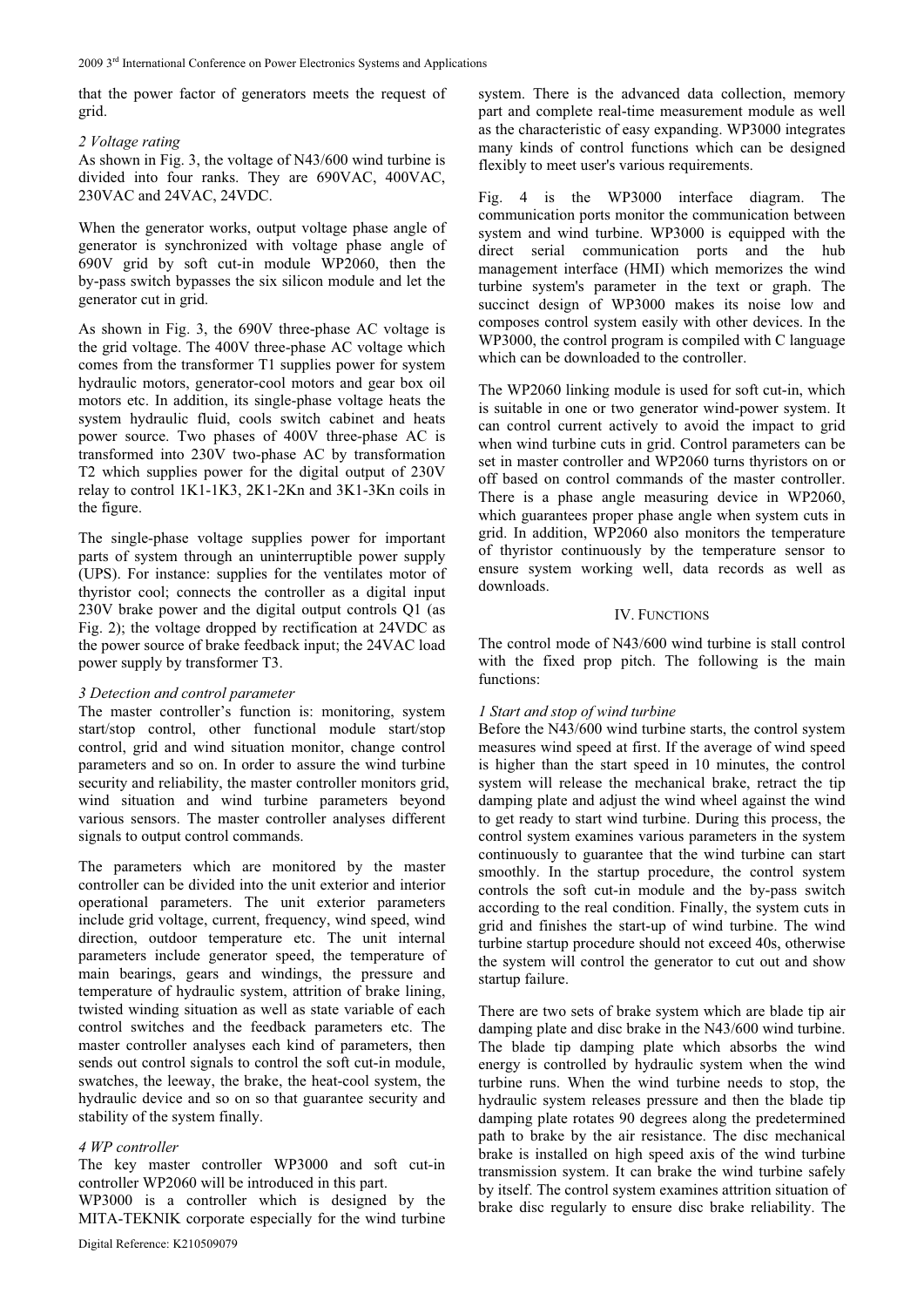that the power factor of generators meets the request of grid.

*2 Voltage rating*

As shown in Fig. 3, the voltage of N43/600 wind turbine is divided into four ranks. They are 690VAC, 400VAC, 230VAC and 24VAC, 24VDC.

When the generator works, output voltage phase angle of generator is synchronized with voltage phase angle of 690V grid by soft cut-in module WP2060, then the by-pass switch bypasses the six silicon module and let the generator cut in grid.

As shown in Fig. 3, the 690V three-phase AC voltage is the grid voltage. The 400V three-phase AC voltage which comes from the transformer T1 supplies power for system hydraulic motors, generator-cool motors and gear box oil motors etc. In addition, its single-phase voltage heats the system hydraulic fluid, cools switch cabinet and heats power source. Two phases of 400V three-phase AC is transformed into 230V two-phase AC by transformation T2 which supplies power for the digital output of 230V relay to control 1K1-1K3, 2K1-2Kn and 3K1-3Kn coils in the figure.

The single-phase voltage supplies power for important parts of system through an uninterruptible power supply (UPS). For instance: supplies for the ventilates motor of thyristor cool; connects the controller as a digital input 230V brake power and the digital output controls Q1 (as Fig. 2); the voltage dropped by rectification at 24VDC as the power source of brake feedback input; the 24VAC load power supply by transformer T3.

*3 Detection and control parameter*

The master controller's function is: monitoring, system start/stop control, other functional module start/stop control, grid and wind situation monitor, change control parameters and so on. In order to assure the wind turbine security and reliability, the master controller monitors grid, wind situation and wind turbine parameters beyond various sensors. The master controller analyses different signals to output control commands.

The parameters which are monitored by the master controller can be divided into the unit exterior and interior operational parameters. The unit exterior parameters include grid voltage, current, frequency, wind speed, wind direction, outdoor temperature etc. The unit internal parameters include generator speed, the temperature of main bearings, gears and windings, the pressure and temperature of hydraulic system, attrition of brake lining, twisted winding situation as well as state variable of each control switches and the feedback parameters etc. The master controller analyses each kind of parameters, then sends out control signals to control the soft cut-in module, swatches, the leeway, the brake, the heat-cool system, the hydraulic device and so on so that guarantee security and stability of the system finally.

*4 WP controller*

The key master controller WP3000 and soft cut-in controller WP2060 will be introduced in this part.

WP3000 is a controller which is designed by the MITA-TEKNIK corporate especially for the wind turbine system. There is the advanced data collection, memory part and complete real-time measurement module as well as the characteristic of easy expanding. WP3000 integrates many kinds of control functions which can be designed flexibly to meet user's various requirements.

Fig. 4 is the WP3000 interface diagram. The communication ports monitor the communication between system and wind turbine. WP3000 is equipped with the direct serial communication ports and the hub management interface (HMI) which memorizes the wind turbine system's parameter in the text or graph. The succinct design of WP3000 makes its noise low and composes control system easily with other devices. In the WP3000, the control program is compiled with C language which can be downloaded to the controller.

The WP2060 linking module is used for soft cut-in, which is suitable in one or two generator wind-power system. It can control current actively to avoid the impact to grid when wind turbine cuts in grid. Control parameters can be set in master controller and WP2060 turns thyristors on or off based on control commands of the master controller. There is a phase angle measuring device in WP2060, which guarantees proper phase angle when system cuts in grid. In addition, WP2060 also monitors the temperature of thyristor continuously by the temperature sensor to ensure system working well, data records as well as downloads.

## IV. Functions

The control mode of N43/600 wind turbine is stall control with the fixed prop pitch. The following is the main functions:

*1 Start and stop of wind turbine*

Before the N43/600 wind turbine starts, the control system measures wind speed at first. If the average of wind speed is higher than the start speed in 10 minutes, the control system will release the mechanical brake, retract the tip damping plate and adjust the wind wheel against the wind to get ready to start wind turbine. During this process, the control system examines various parameters in the system continuously to guarantee that the wind turbine can start smoothly. In the startup procedure, the control system controls the soft cut-in module and the by-pass switch according to the real condition. Finally, the system cuts in grid and finishes the start-up of wind turbine. The wind turbine startup procedure should not exceed 40s, otherwise the system will control the generator to cut out and show startup failure.

There are two sets of brake system which are blade tip air damping plate and disc brake in the N43/600 wind turbine. The blade tip damping plate which absorbs the wind energy is controlled by hydraulic system when the wind turbine runs. When the wind turbine needs to stop, the hydraulic system releases pressure and then the blade tip damping plate rotates 90 degrees along the predetermined path to brake by the air resistance. The disc mechanical brake is installed on high speed axis of the wind turbine transmission system. It can brake the wind turbine safely by itself. The control system examines attrition situation of brake disc regularly to ensure disc brake reliability. The

Digital Reference: K210509079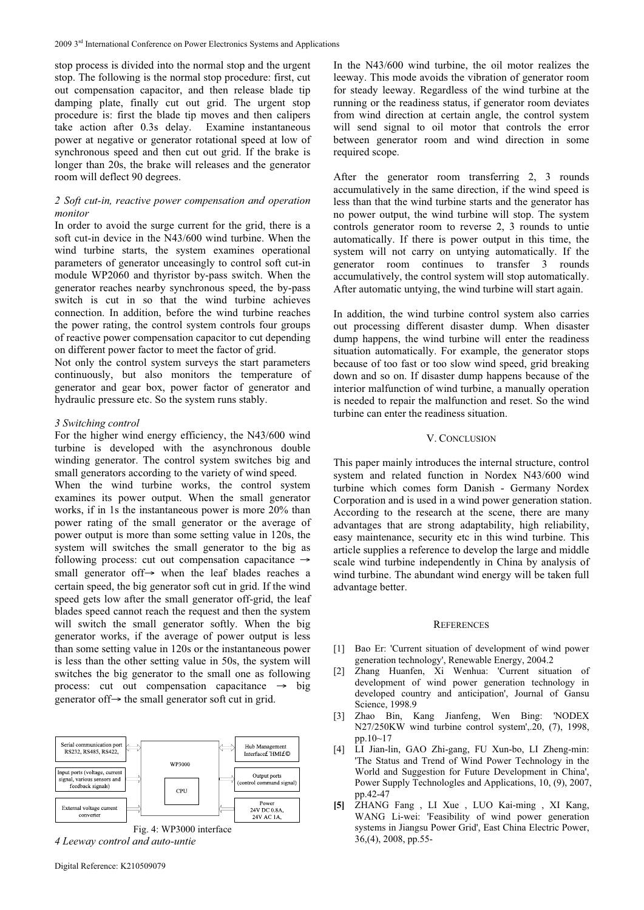stop process is divided into the normal stop and the urgent stop. The following is the normal stop procedure: first, cut out compensation capacitor, and then release blade tip damping plate, finally cut out grid. The urgent stop procedure is: first the blade tip moves and then calipers take action after 0.3s delay. Examine instantaneous power at negative or generator rotational speed at low of synchronous speed and then cut out grid. If the brake is longer than 20s, the brake will releases and the generator room will deflect 90 degrees.

*2 Soft cut-in, reactive power compensation and operation monitor*

In order to avoid the surge current for the grid, there is a soft cut-in device in the N43/600 wind turbine. When the wind turbine starts, the system examines operational parameters of generator unceasingly to control soft cut-in module WP2060 and thyristor by-pass switch. When the generator reaches nearby synchronous speed, the by-pass switch is cut in so that the wind turbine achieves connection. In addition, before the wind turbine reaches the power rating, the control system controls four groups of reactive power compensation capacitor to cut depending on different power factor to meet the factor of grid.

Not only the control system surveys the start parameters continuously, but also monitors the temperature of generator and gear box, power factor of generator and hydraulic pressure etc. So the system runs stably.

*3 Switching control*

For the higher wind energy efficiency, the N43/600 wind turbine is developed with the asynchronous double winding generator. The control system switches big and small generators according to the variety of wind speed.

When the wind turbine works, the control system examines its power output. When the small generator works, if in 1s the instantaneous power is more 20% than power rating of the small generator or the average of power output is more than some setting value in 120s, the system will switches the small generator to the big as following process: cut out compensation capacitance → small generator off→ when the leaf blades reaches a certain speed, the big generator soft cut in grid. If the wind speed gets low after the small generator off-grid, the leaf blades speed cannot reach the request and then the system will switch the small generator softly. When the big generator works, if the average of power output is less than some setting value in 120s or the instantaneous power is less than the other setting value in 50s, the system will switches the big generator to the small one as following process: cut out compensation capacitance → big generator off→ the small generator soft cut in grid.

Serial communication port RS232, RS485, RS422,

Input ports (voltage, current signal, various sensors and feedback signals)

External voltage current converter

WP3000

CPU

Hub Management Interface（HMI）

Output ports (control command signal)

Power 24V DC 0.8A, 24V AC 1A,

Fig. 4: WP3000 interface

*4 Leeway control and auto-untie*

In the N43/600 wind turbine, the oil motor realizes the leeway. This mode avoids the vibration of generator room for steady leeway. Regardless of the wind turbine at the running or the readiness status, if generator room deviates from wind direction at certain angle, the control system will send signal to oil motor that controls the error between generator room and wind direction in some required scope.

After the generator room transferring 2, 3 rounds accumulatively in the same direction, if the wind speed is less than that the wind turbine starts and the generator has no power output, the wind turbine will stop. The system controls generator room to reverse 2, 3 rounds to untie automatically. If there is power output in this time, the system will not carry on untying automatically. If the generator room continues to transfer 3 rounds accumulatively, the control system will stop automatically. After automatic untying, the wind turbine will start again.

In addition, the wind turbine control system also carries out processing different disaster dump. When disaster dump happens, the wind turbine will enter the readiness situation automatically. For example, the generator stops because of too fast or too slow wind speed, grid breaking down and so on. If disaster dump happens because of the interior malfunction of wind turbine, a manually operation is needed to repair the malfunction and reset. So the wind turbine can enter the readiness situation.

## V. Conclusion

This paper mainly introduces the internal structure, control system and related function in Nordex N43/600 wind turbine which comes form Danish - Germany Nordex Corporation and is used in a wind power generation station. According to the research at the scene, there are many advantages that are strong adaptability, high reliability, easy maintenance, security etc in this wind turbine. This article supplies a reference to develop the large and middle scale wind turbine independently in China by analysis of wind turbine. The abundant wind energy will be taken full advantage better.

## References

[1] Bao Er: 'Current situation of development of wind power generation technology', Renewable Energy, 2004.2

[2] Zhang Huanfen, Xi Wenhua: 'Current situation of development of wind power generation technology in developed country and anticipation', Journal of Gansu Science, 1998.9

[3] Zhao Bin, Kang Jianfeng, Wen Bing: 'NODEX N27/250KW wind turbine control system',.20, (7), 1998, pp.10~17

[4] LI Jian-lin, GAO Zhi-gang, FU Xun-bo, LI Zheng-min: 'The Status and Trend of Wind Power Technology in the World and Suggestion for Future Development in China', Power Supply Technologles and Applications, 10, (9), 2007, pp.42-47

**[5]** ZHANG Fang , LI Xue , LUO Kai-ming , XI Kang, WANG Li-wei: 'Feasibility of wind power generation systems in Jiangsu Power Grid', East China Electric Power, 36,(4), 2008, pp.55-